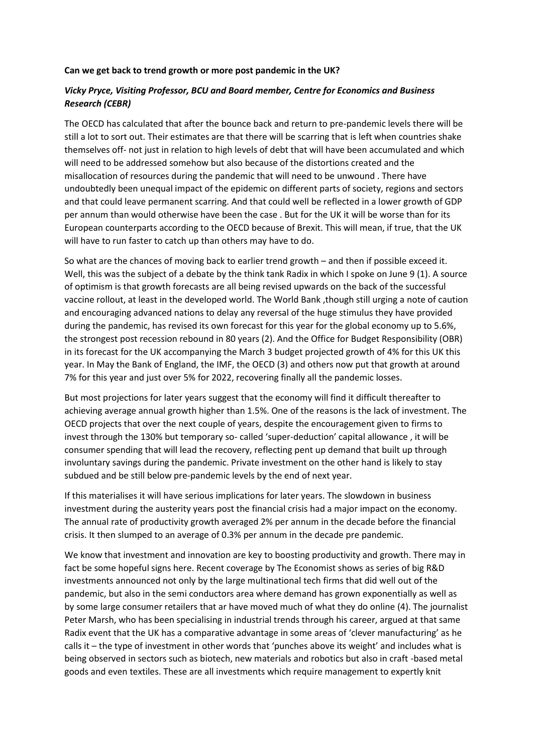**Can we get back to trend growth or more post pandemic in the UK?**

***Vicky Pryce, Visiting Professor, BCU and Board member, Centre for Economics and Business Research (CEBR)***

The OECD has calculated that after the bounce back and return to pre-pandemic levels there will be still a lot to sort out. Their estimates are that there will be scarring that is left when countries shake themselves off- not just in relation to high levels of debt that will have been accumulated and which will need to be addressed somehow but also because of the distortions created and the misallocation of resources during the pandemic that will need to be unwound . There have undoubtedly been unequal impact of the epidemic on different parts of society, regions and sectors and that could leave permanent scarring. And that could well be reflected in a lower growth of GDP per annum than would otherwise have been the case . But for the UK it will be worse than for its European counterparts according to the OECD because of Brexit. This will mean, if true, that the UK will have to run faster to catch up than others may have to do.

So what are the chances of moving back to earlier trend growth – and then if possible exceed it. Well, this was the subject of a debate by the think tank Radix in which I spoke on June 9 (1). A source of optimism is that growth forecasts are all being revised upwards on the back of the successful vaccine rollout, at least in the developed world. The World Bank ,though still urging a note of caution and encouraging advanced nations to delay any reversal of the huge stimulus they have provided during the pandemic, has revised its own forecast for this year for the global economy up to 5.6%, the strongest post recession rebound in 80 years (2). And the Office for Budget Responsibility (OBR) in its forecast for the UK accompanying the March 3 budget projected growth of 4% for this UK this year. In May the Bank of England, the IMF, the OECD (3) and others now put that growth at around 7% for this year and just over 5% for 2022, recovering finally all the pandemic losses.

But most projections for later years suggest that the economy will find it difficult thereafter to achieving average annual growth higher than 1.5%. One of the reasons is the lack of investment. The OECD projects that over the next couple of years, despite the encouragement given to firms to invest through the 130% but temporary so- called 'super-deduction' capital allowance , it will be consumer spending that will lead the recovery, reflecting pent up demand that built up through involuntary savings during the pandemic. Private investment on the other hand is likely to stay subdued and be still below pre-pandemic levels by the end of next year.

If this materialises it will have serious implications for later years. The slowdown in business investment during the austerity years post the financial crisis had a major impact on the economy. The annual rate of productivity growth averaged 2% per annum in the decade before the financial crisis. It then slumped to an average of 0.3% per annum in the decade pre pandemic.

We know that investment and innovation are key to boosting productivity and growth. There may in fact be some hopeful signs here. Recent coverage by The Economist shows as series of big R&D investments announced not only by the large multinational tech firms that did well out of the pandemic, but also in the semi conductors area where demand has grown exponentially as well as by some large consumer retailers that ar have moved much of what they do online (4). The journalist Peter Marsh, who has been specialising in industrial trends through his career, argued at that same Radix event that the UK has a comparative advantage in some areas of 'clever manufacturing' as he calls it – the type of investment in other words that 'punches above its weight' and includes what is being observed in sectors such as biotech, new materials and robotics but also in craft -based metal goods and even textiles. These are all investments which require management to expertly knit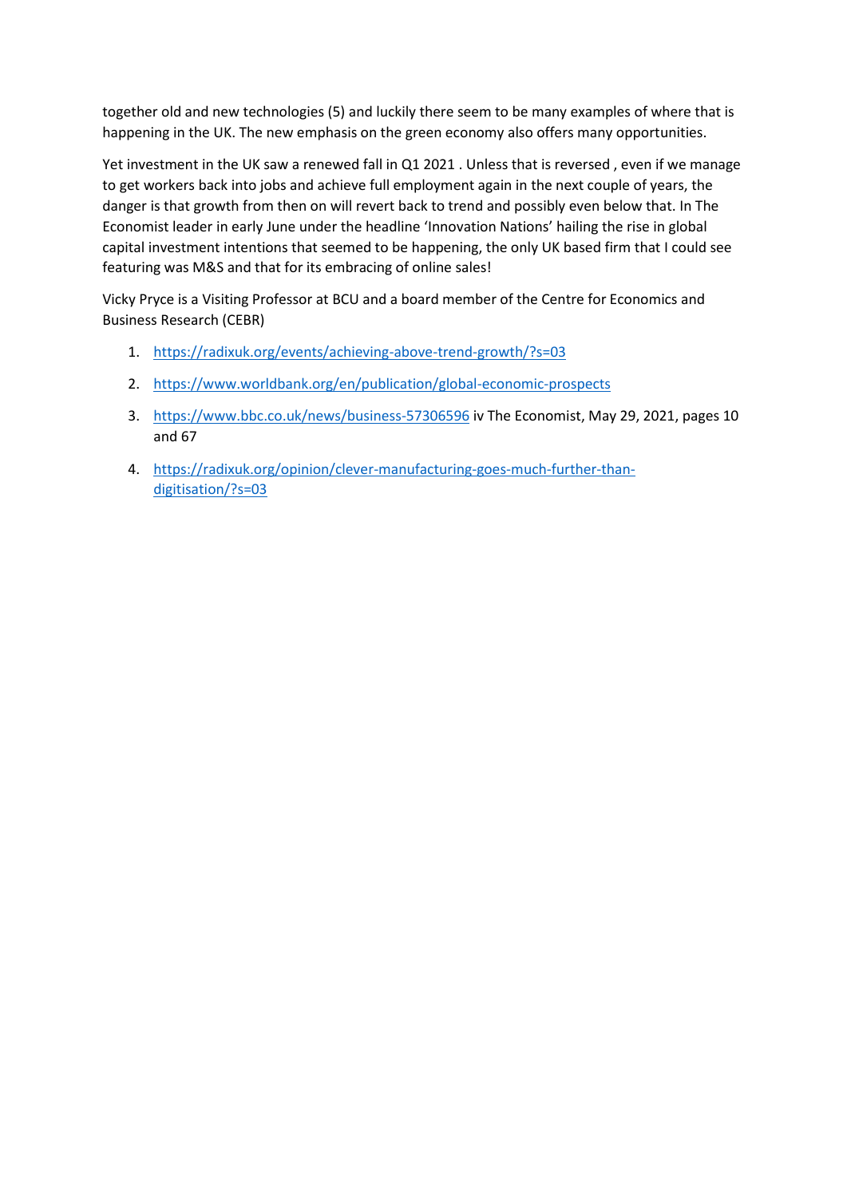together old and new technologies (5) and luckily there seem to be many examples of where that is happening in the UK. The new emphasis on the green economy also offers many opportunities.

Yet investment in the UK saw a renewed fall in Q1 2021 . Unless that is reversed , even if we manage to get workers back into jobs and achieve full employment again in the next couple of years, the danger is that growth from then on will revert back to trend and possibly even below that. In The Economist leader in early June under the headline 'Innovation Nations' hailing the rise in global capital investment intentions that seemed to be happening, the only UK based firm that I could see featuring was M&S and that for its embracing of online sales!

Vicky Pryce is a Visiting Professor at BCU and a board member of the Centre for Economics and Business Research (CEBR)

1. https://radixuk.org/events/achieving-above-trend-growth/?s=03
2. https://www.worldbank.org/en/publication/global-economic-prospects
3. https://www.bbc.co.uk/news/business-57306596 iv The Economist, May 29, 2021, pages 10 and 67
4. https://radixuk.org/opinion/clever-manufacturing-goes-much-further-than-digitisation/?s=03